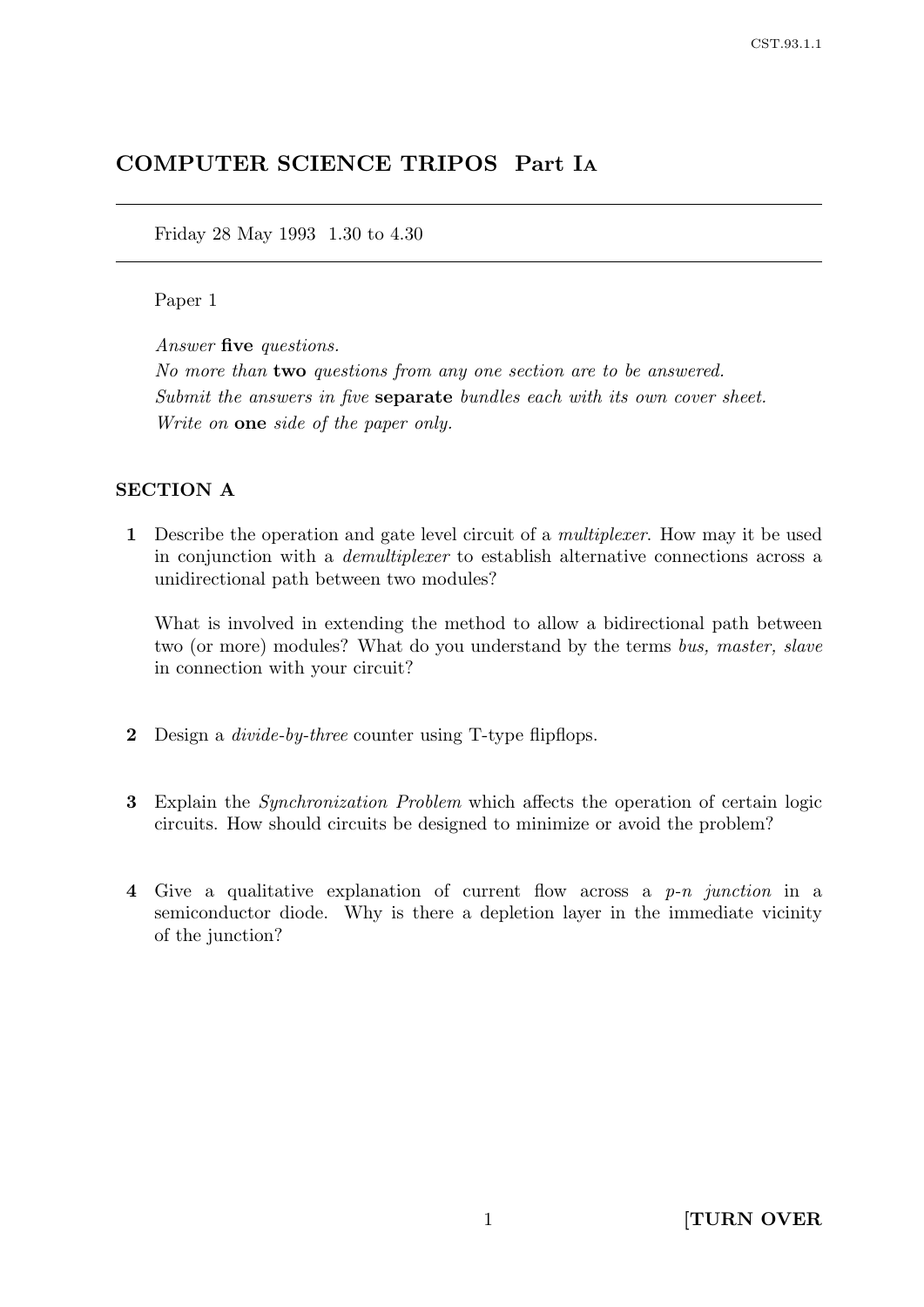# COMPUTER SCIENCE TRIPOS Part IA

Friday 28 May 1993 1.30 to 4.30

Paper 1

*Answer* **five** *questions.*
*No more than* **two** *questions from any one section are to be answered.*
*Submit the answers in five* **separate** *bundles each with its own cover sheet.*
*Write on* **one** *side of the paper only.*

## SECTION A

**1** Describe the operation and gate level circuit of a *multiplexer*. How may it be used in conjunction with a *demultiplexer* to establish alternative connections across a unidirectional path between two modules?

What is involved in extending the method to allow a bidirectional path between two (or more) modules? What do you understand by the terms *bus, master, slave* in connection with your circuit?

**2** Design a *divide-by-three* counter using T-type flipflops.

**3** Explain the *Synchronization Problem* which affects the operation of certain logic circuits. How should circuits be designed to minimize or avoid the problem?

**4** Give a qualitative explanation of current flow across a *p-n junction* in a semiconductor diode. Why is there a depletion layer in the immediate vicinity of the junction?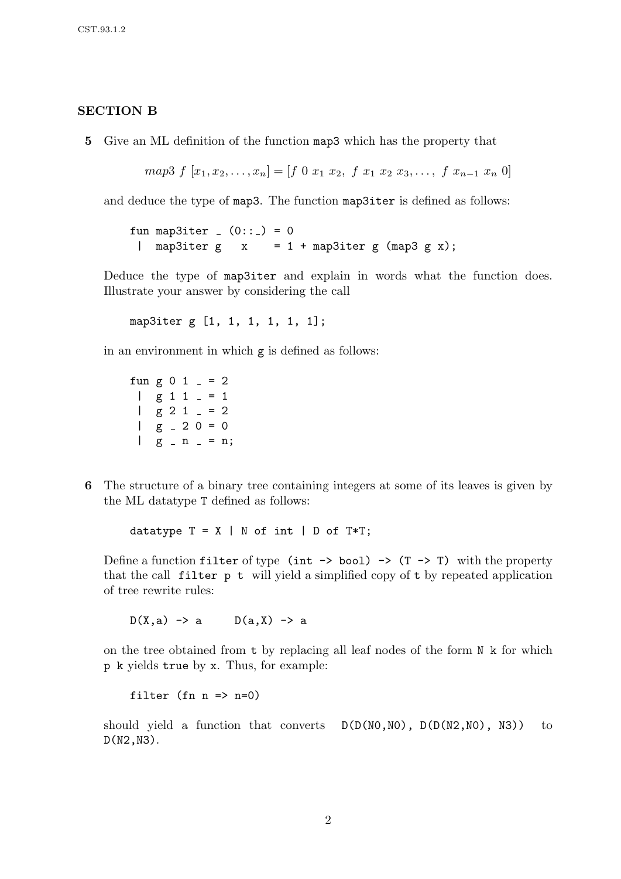## SECTION B

**5** Give an ML definition of the function `map3` which has the property that

$$map3\ f\ [x_1, x_2, \ldots, x_n] = [f\ 0\ x_1\ x_2,\ f\ x_1\ x_2\ x_3, \ldots,\ f\ x_{n-1}\ x_n\ 0]$$

and deduce the type of `map3`. The function `map3iter` is defined as follows:

```
fun map3iter _ (0::_) = 0
 |  map3iter g   x     = 1 + map3iter g (map3 g x);
```

Deduce the type of `map3iter` and explain in words what the function does. Illustrate your answer by considering the call

```
map3iter g [1, 1, 1, 1, 1, 1];
```

in an environment in which `g` is defined as follows:

```
fun g 0 1 _ = 2
 |  g 1 1 _ = 1
 |  g 2 1 _ = 2
 |  g _ 2 0 = 0
 |  g _ n _ = n;
```

**6** The structure of a binary tree containing integers at some of its leaves is given by the ML datatype `T` defined as follows:

```
datatype T = X | N of int | D of T*T;
```

Define a function `filter` of type `(int -> bool) -> (T -> T)` with the property that the call `filter p t` will yield a simplified copy of `t` by repeated application of tree rewrite rules:

```
D(X,a) -> a      D(a,X) -> a
```

on the tree obtained from `t` by replacing all leaf nodes of the form `N k` for which `p k` yields `true` by `x`. Thus, for example:

```
filter (fn n => n=0)
```

should yield a function that converts `D(D(N0,N0), D(D(N2,N0), N3))` to `D(N2,N3)`.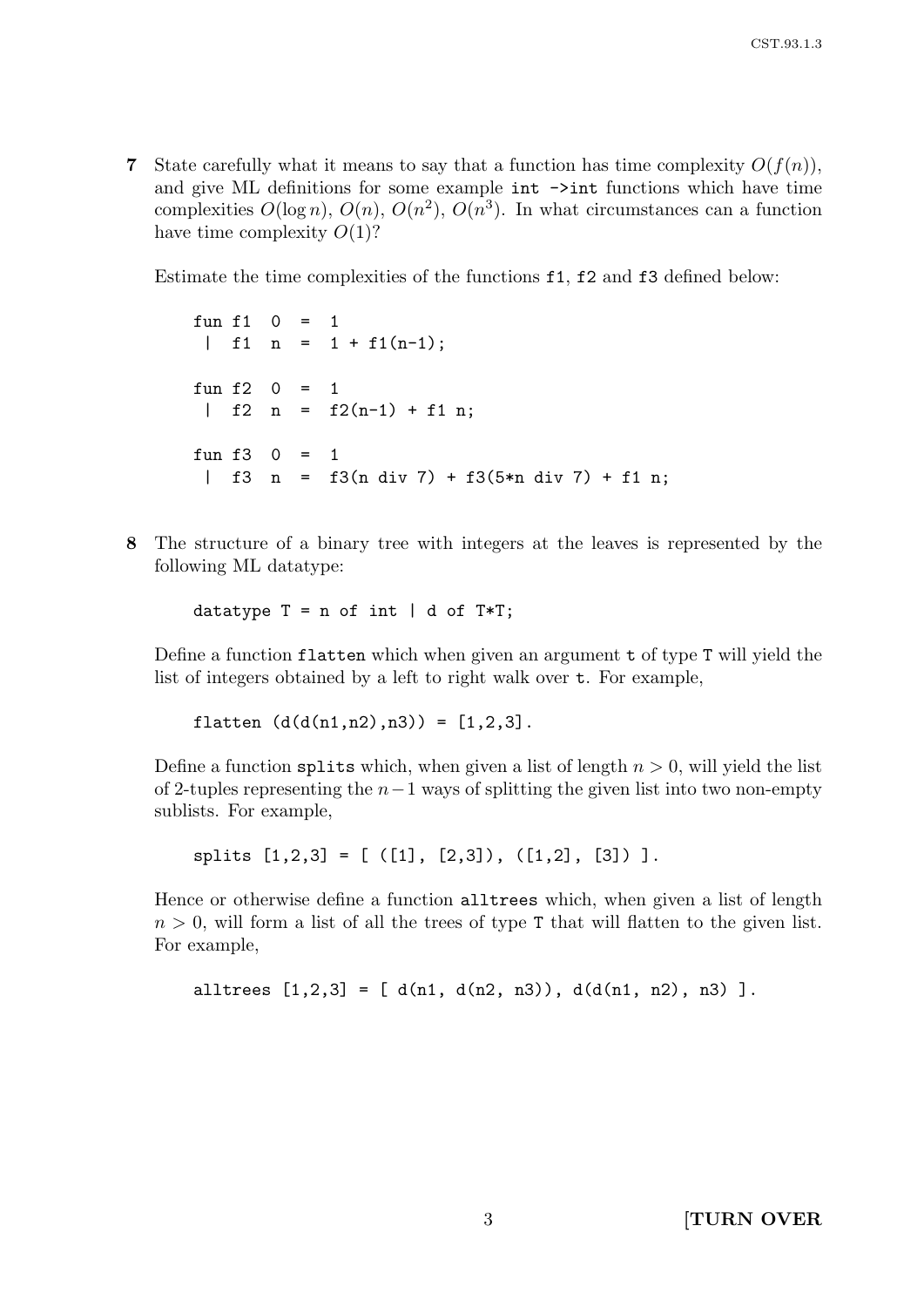**7** State carefully what it means to say that a function has time complexity $O(f(n))$, and give ML definitions for some example `int ->int` functions which have time complexities $O(\log n)$, $O(n)$, $O(n^2)$, $O(n^3)$. In what circumstances can a function have time complexity $O(1)$?

Estimate the time complexities of the functions `f1`, `f2` and `f3` defined below:

```
fun f1  0  =  1
 |  f1  n  =  1 + f1(n-1);

fun f2  0  =  1
 |  f2  n  =  f2(n-1) + f1 n;

fun f3  0  =  1
 |  f3  n  =  f3(n div 7) + f3(5*n div 7) + f1 n;
```

**8** The structure of a binary tree with integers at the leaves is represented by the following ML datatype:

```
datatype T = n of int | d of T*T;
```

Define a function `flatten` which when given an argument `t` of type `T` will yield the list of integers obtained by a left to right walk over `t`. For example,

```
flatten (d(d(n1,n2),n3)) = [1,2,3].
```

Define a function `splits` which, when given a list of length $n > 0$, will yield the list of 2-tuples representing the $n-1$ ways of splitting the given list into two non-empty sublists. For example,

```
splits [1,2,3] = [ ([1], [2,3]), ([1,2], [3]) ].
```

Hence or otherwise define a function `alltrees` which, when given a list of length $n > 0$, will form a list of all the trees of type `T` that will flatten to the given list. For example,

```
alltrees [1,2,3] = [ d(n1, d(n2, n3)), d(d(n1, n2), n3) ].
```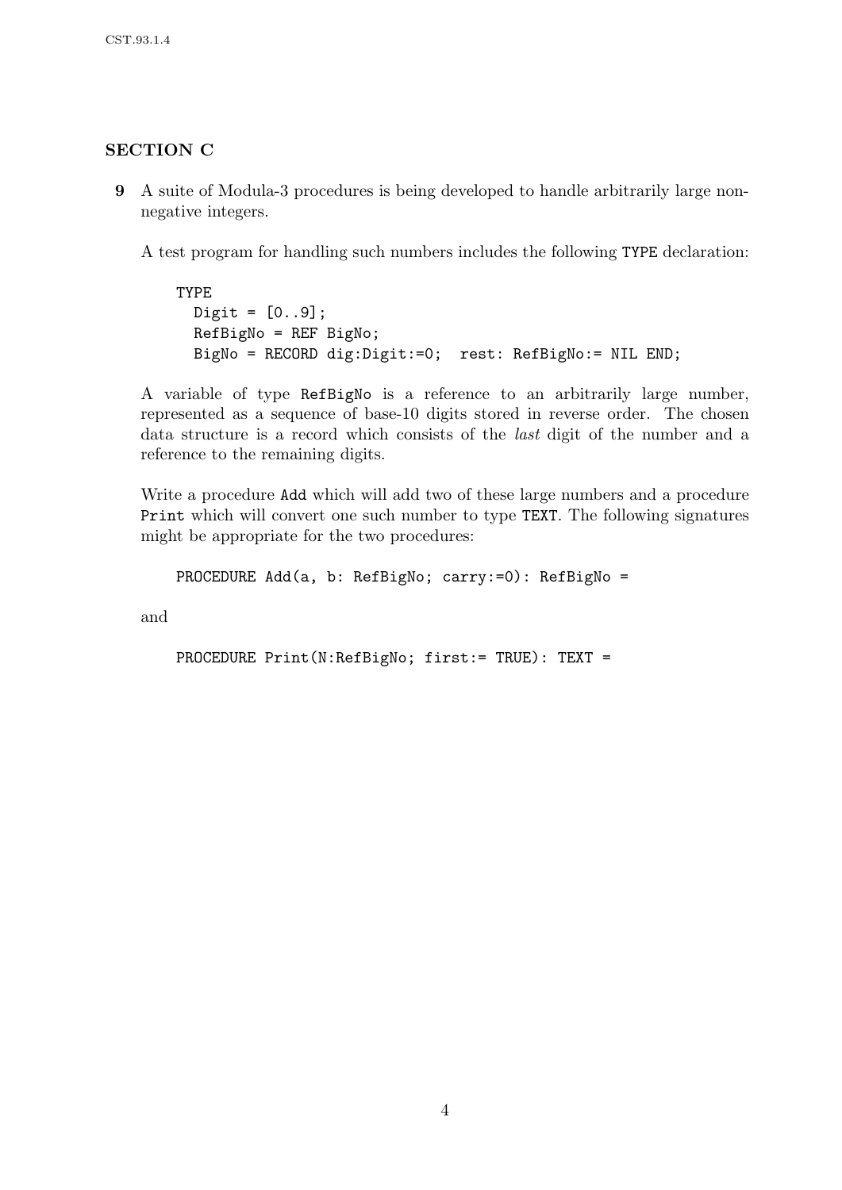## SECTION C

**9** A suite of Modula-3 procedures is being developed to handle arbitrarily large non-negative integers.

A test program for handling such numbers includes the following `TYPE` declaration:

```
TYPE
  Digit = [0..9];
  RefBigNo = REF BigNo;
  BigNo = RECORD dig:Digit:=0;  rest: RefBigNo:= NIL END;
```

A variable of type `RefBigNo` is a reference to an arbitrarily large number, represented as a sequence of base-10 digits stored in reverse order. The chosen data structure is a record which consists of the *last* digit of the number and a reference to the remaining digits.

Write a procedure `Add` which will add two of these large numbers and a procedure `Print` which will convert one such number to type `TEXT`. The following signatures might be appropriate for the two procedures:

```
PROCEDURE Add(a, b: RefBigNo; carry:=0): RefBigNo =
```

and

```
PROCEDURE Print(N:RefBigNo; first:= TRUE): TEXT =
```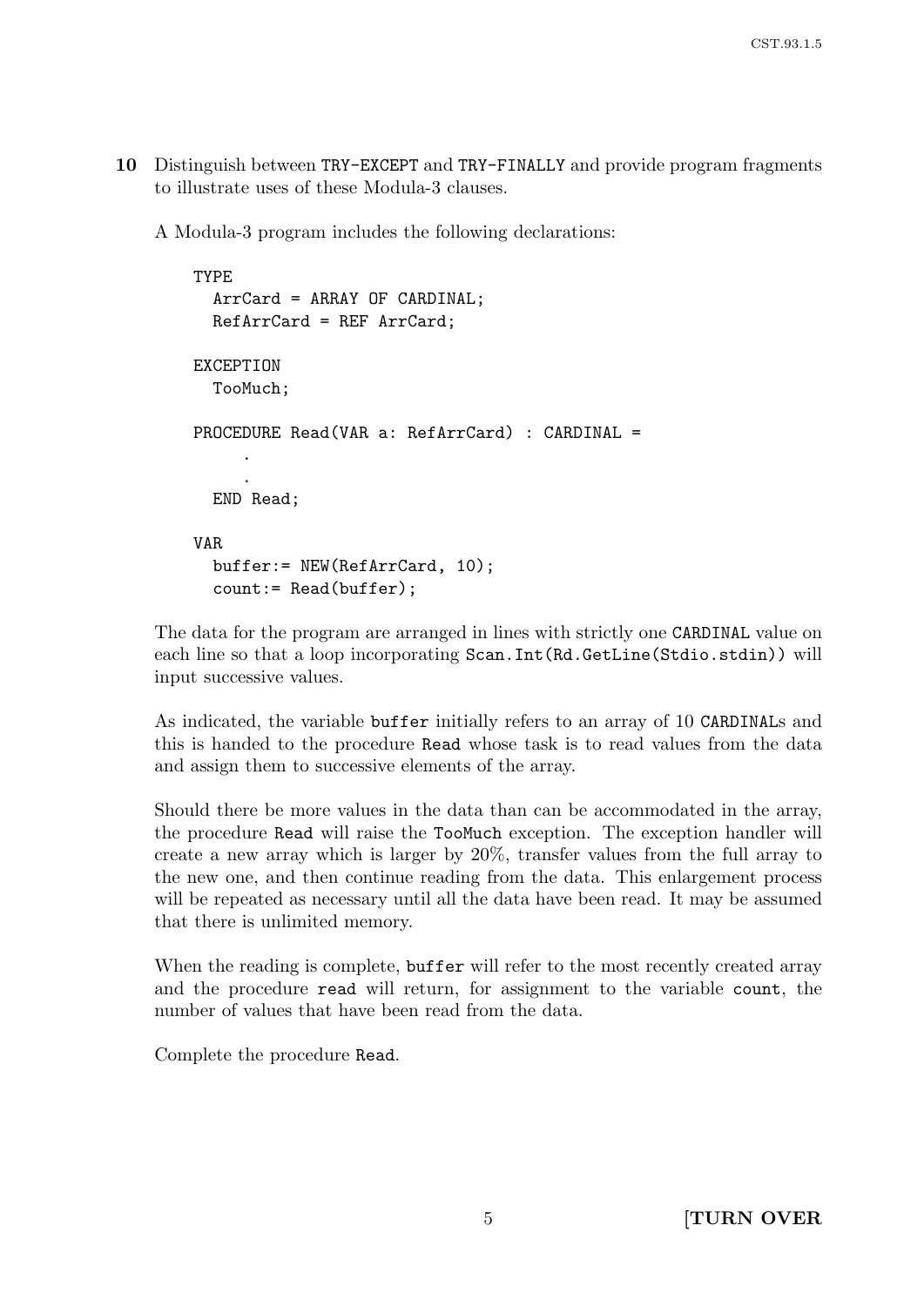**10** Distinguish between `TRY-EXCEPT` and `TRY-FINALLY` and provide program fragments to illustrate uses of these Modula-3 clauses.

A Modula-3 program includes the following declarations:

```
TYPE
  ArrCard = ARRAY OF CARDINAL;
  RefArrCard = REF ArrCard;

EXCEPTION
  TooMuch;

PROCEDURE Read(VAR a: RefArrCard) : CARDINAL =
     .
     .
  END Read;

VAR
  buffer:= NEW(RefArrCard, 10);
  count:= Read(buffer);
```

The data for the program are arranged in lines with strictly one `CARDINAL` value on each line so that a loop incorporating `Scan.Int(Rd.GetLine(Stdio.stdin))` will input successive values.

As indicated, the variable `buffer` initially refers to an array of 10 `CARDINAL`s and this is handed to the procedure `Read` whose task is to read values from the data and assign them to successive elements of the array.

Should there be more values in the data than can be accommodated in the array, the procedure `Read` will raise the `TooMuch` exception. The exception handler will create a new array which is larger by 20%, transfer values from the full array to the new one, and then continue reading from the data. This enlargement process will be repeated as necessary until all the data have been read. It may be assumed that there is unlimited memory.

When the reading is complete, `buffer` will refer to the most recently created array and the procedure `read` will return, for assignment to the variable `count`, the number of values that have been read from the data.

Complete the procedure `Read`.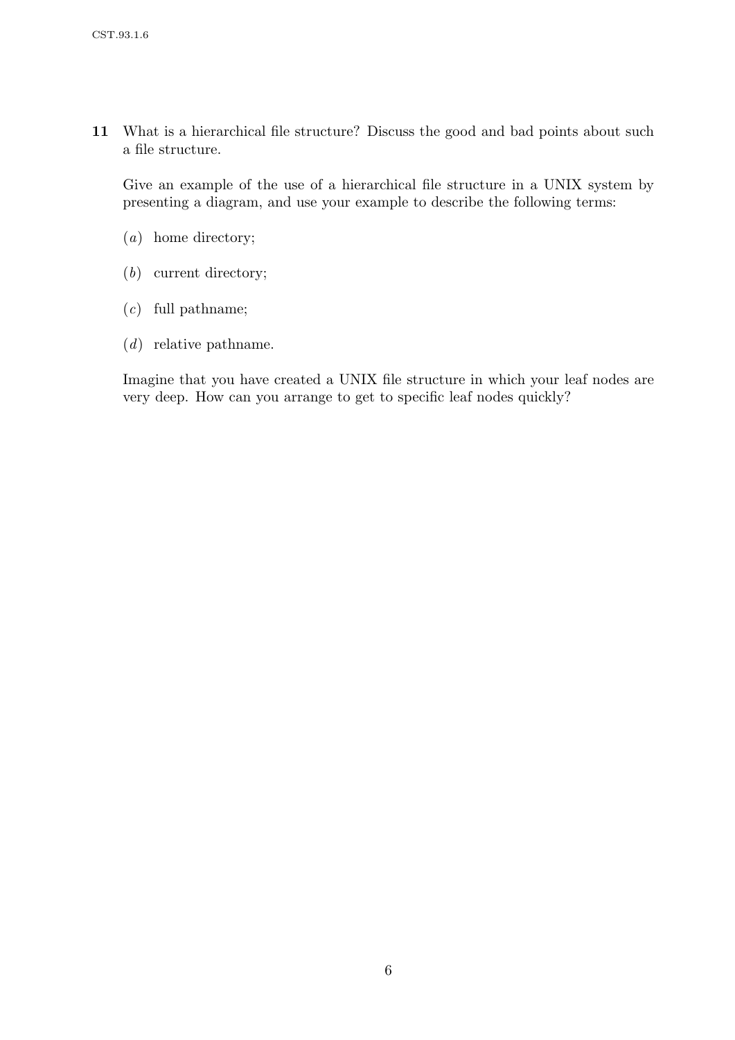**11** What is a hierarchical file structure? Discuss the good and bad points about such a file structure.

Give an example of the use of a hierarchical file structure in a UNIX system by presenting a diagram, and use your example to describe the following terms:

(*a*) home directory;

(*b*) current directory;

(*c*) full pathname;

(*d*) relative pathname.

Imagine that you have created a UNIX file structure in which your leaf nodes are very deep. How can you arrange to get to specific leaf nodes quickly?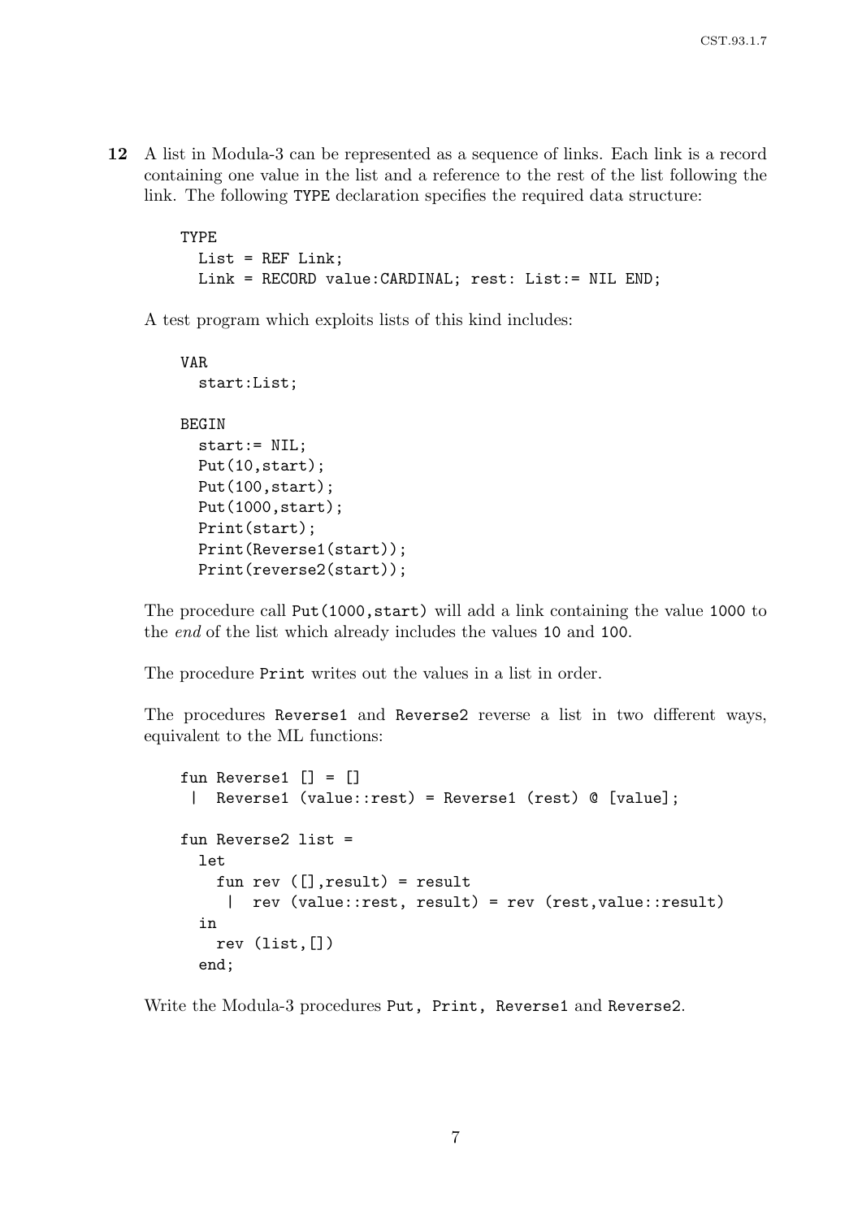**12** A list in Modula-3 can be represented as a sequence of links. Each link is a record containing one value in the list and a reference to the rest of the list following the link. The following `TYPE` declaration specifies the required data structure:

```
TYPE
  List = REF Link;
  Link = RECORD value:CARDINAL; rest: List:= NIL END;
```

A test program which exploits lists of this kind includes:

```
VAR
  start:List;

BEGIN
  start:= NIL;
  Put(10,start);
  Put(100,start);
  Put(1000,start);
  Print(start);
  Print(Reverse1(start));
  Print(reverse2(start));
```

The procedure call `Put(1000,start)` will add a link containing the value `1000` to the *end* of the list which already includes the values `10` and `100`.

The procedure `Print` writes out the values in a list in order.

The procedures `Reverse1` and `Reverse2` reverse a list in two different ways, equivalent to the ML functions:

```
fun Reverse1 [] = []
 |  Reverse1 (value::rest) = Reverse1 (rest) @ [value];

fun Reverse2 list =
  let
    fun rev ([],result) = result
     |  rev (value::rest, result) = rev (rest,value::result)
  in
    rev (list,[])
  end;
```

Write the Modula-3 procedures `Put, Print, Reverse1` and `Reverse2`.